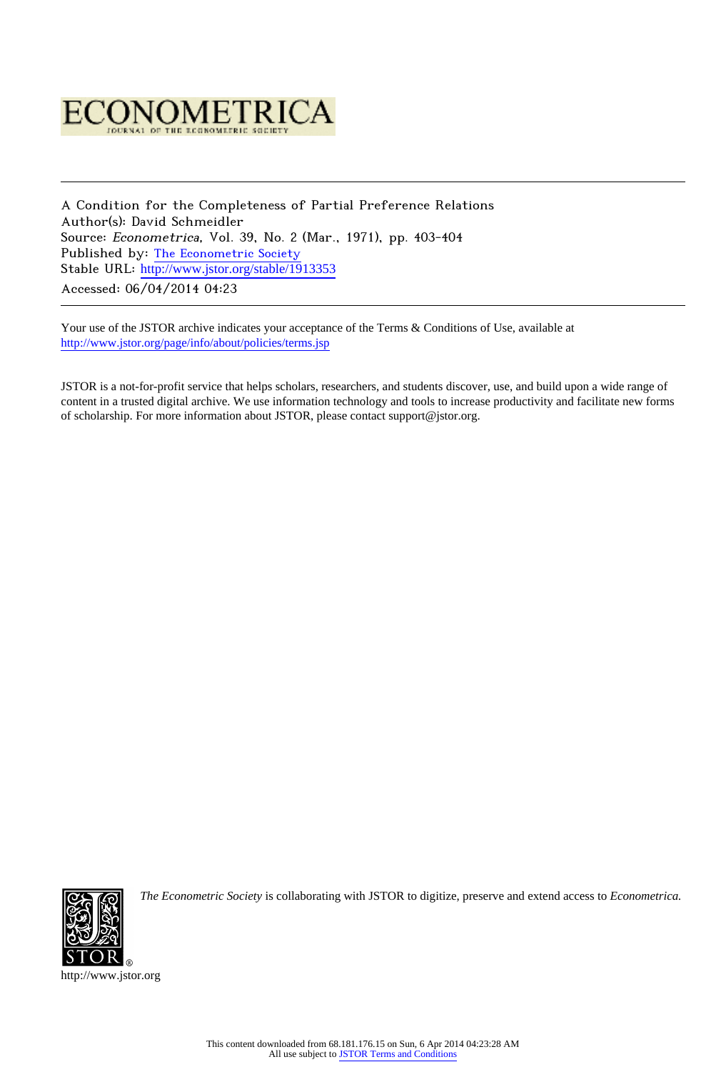ECONOMETRICA

JOURNAL OF THE ECONOMETRIC SOCIETY

---

A Condition for the Completeness of Partial Preference Relations
Author(s): David Schmeidler
Source: *Econometrica*, Vol. 39, No. 2 (Mar., 1971), pp. 403-404
Published by: The Econometric Society
Stable URL: http://www.jstor.org/stable/1913353
Accessed: 06/04/2014 04:23

---

Your use of the JSTOR archive indicates your acceptance of the Terms & Conditions of Use, available at http://www.jstor.org/page/info/about/policies/terms.jsp

JSTOR is a not-for-profit service that helps scholars, researchers, and students discover, use, and build upon a wide range of content in a trusted digital archive. We use information technology and tools to increase productivity and facilitate new forms of scholarship. For more information about JSTOR, please contact support@jstor.org.

*The Econometric Society* is collaborating with JSTOR to digitize, preserve and extend access to *Econometrica*.

http://www.jstor.org

This content downloaded from 68.181.176.15 on Sun, 6 Apr 2014 04:23:28 AM
All use subject to JSTOR Terms and Conditions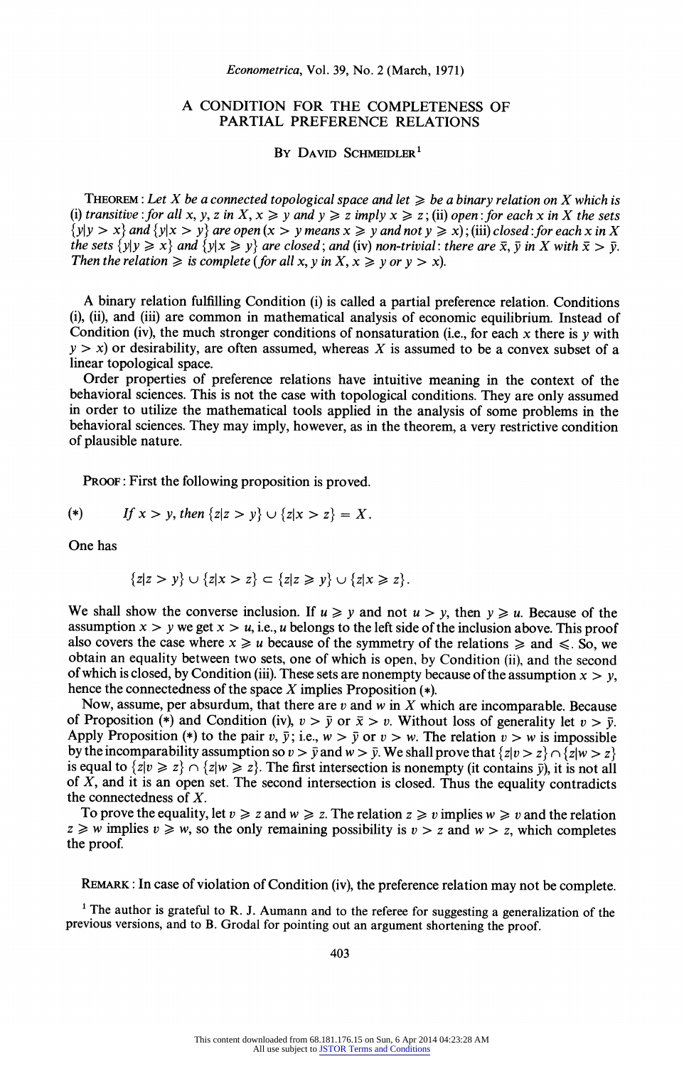# A CONDITION FOR THE COMPLETENESS OF PARTIAL PREFERENCE RELATIONS

By David Schmeidler[1]

THEOREM: *Let $X$ be a connected topological space and let $\geqslant$ be a binary relation on $X$ which is* (i) *transitive: for all $x$, $y$, $z$ in $X$, $x \geqslant y$ and $y \geqslant z$ imply $x \geqslant z$;* (ii) *open: for each $x$ in $X$ the sets $\{y|y > x\}$ and $\{y|x > y\}$ are open ($x > y$ means $x \geqslant y$ and not $y \geqslant x$);* (iii) *closed: for each $x$ in $X$ the sets $\{y|y \geqslant x\}$ and $\{y|x \geqslant y\}$ are closed; and* (iv) *non-trivial: there are $\bar{x}$, $\bar{y}$ in $X$ with $\bar{x} > \bar{y}$. Then the relation $\geqslant$ is complete (for all $x$, $y$ in $X$, $x \geqslant y$ or $y > x$).*

A binary relation fulfilling Condition (i) is called a partial preference relation. Conditions (i), (ii), and (iii) are common in mathematical analysis of economic equilibrium. Instead of Condition (iv), the much stronger conditions of nonsaturation (i.e., for each $x$ there is $y$ with $y > x$) or desirability, are often assumed, whereas $X$ is assumed to be a convex subset of a linear topological space.

Order properties of preference relations have intuitive meaning in the context of the behavioral sciences. This is not the case with topological conditions. They are only assumed in order to utilize the mathematical tools applied in the analysis of some problems in the behavioral sciences. They may imply, however, as in the theorem, a very restrictive condition of plausible nature.

PROOF: First the following proposition is proved.

(\*) *If $x > y$, then $\{z|z > y\} \cup \{z|x > z\} = X$.*

One has

$$\{z|z > y\} \cup \{z|x > z\} \subset \{z|z \geqslant y\} \cup \{z|x \geqslant z\}.$$

We shall show the converse inclusion. If $u \geqslant y$ and not $u > y$, then $y \geqslant u$. Because of the assumption $x > y$ we get $x > u$, i.e., $u$ belongs to the left side of the inclusion above. This proof also covers the case where $x \geqslant u$ because of the symmetry of the relations $\geqslant$ and $\leqslant$. So, we obtain an equality between two sets, one of which is open, by Condition (ii), and the second of which is closed, by Condition (iii). These sets are nonempty because of the assumption $x > y$, hence the connectedness of the space $X$ implies Proposition (\*).

Now, assume, per absurdum, that there are $v$ and $w$ in $X$ which are incomparable. Because of Proposition (\*) and Condition (iv), $v > \bar{y}$ or $\bar{x} > v$. Without loss of generality let $v > \bar{y}$. Apply Proposition (\*) to the pair $v$, $\bar{y}$; i.e., $w > \bar{y}$ or $v > w$. The relation $v > w$ is impossible by the incomparability assumption so $v > \bar{y}$ and $w > \bar{y}$. We shall prove that $\{z|v > z\} \cap \{z|w > z\}$ is equal to $\{z|v \geqslant z\} \cap \{z|w \geqslant z\}$. The first intersection is nonempty (it contains $\bar{y}$), it is not all of $X$, and it is an open set. The second intersection is closed. Thus the equality contradicts the connectedness of $X$.

To prove the equality, let $v \geqslant z$ and $w \geqslant z$. The relation $z \geqslant v$ implies $w \geqslant v$ and the relation $z \geqslant w$ implies $v \geqslant w$, so the only remaining possibility is $v > z$ and $w > z$, which completes the proof.

REMARK: In case of violation of Condition (iv), the preference relation may not be complete.

[1] The author is grateful to R. J. Aumann and to the referee for suggesting a generalization of the previous versions, and to B. Grodal for pointing out an argument shortening the proof.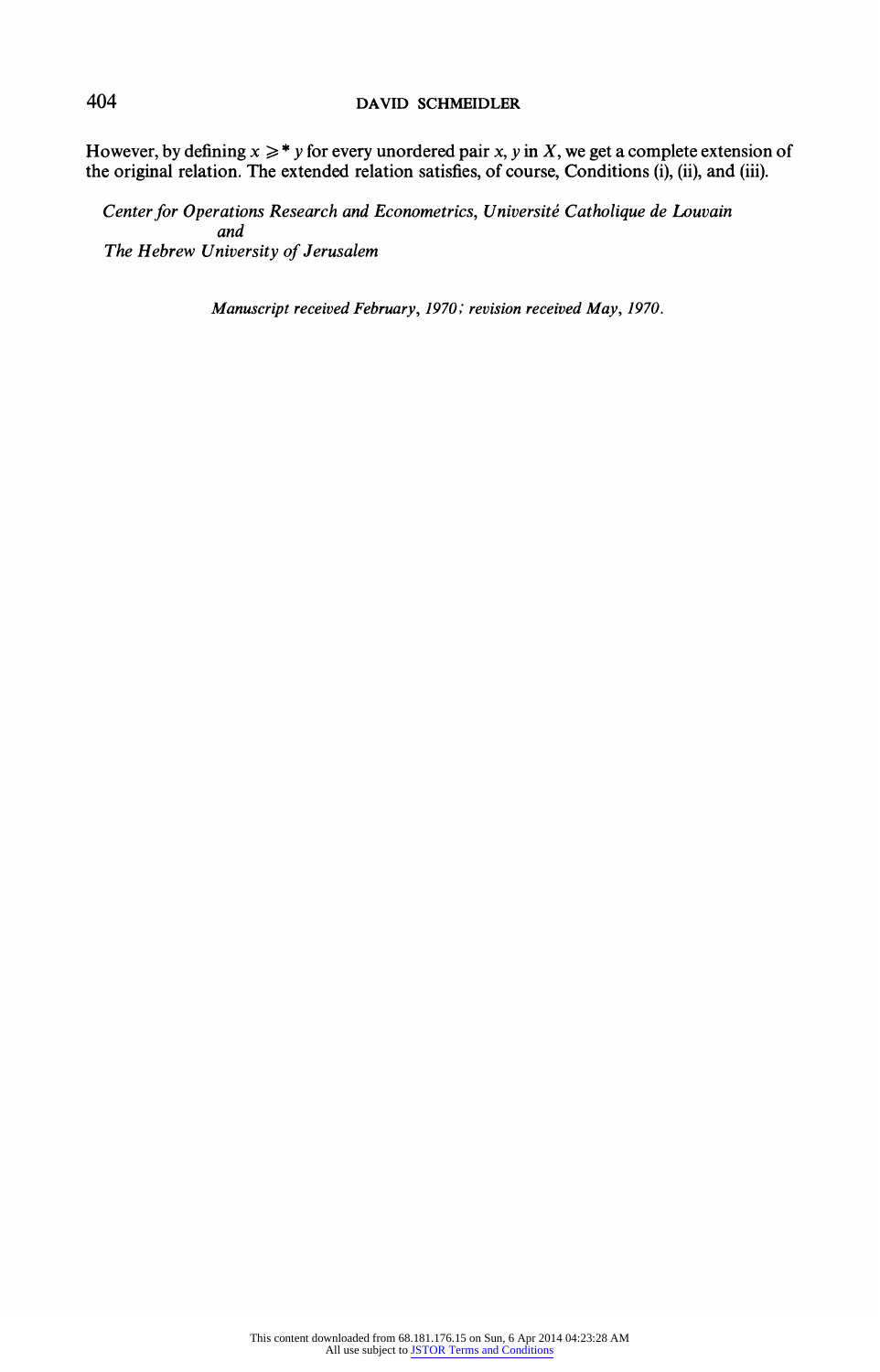However, by defining $x \geqslant^* y$ for every unordered pair $x$, $y$ in $X$, we get a complete extension of the original relation. The extended relation satisfies, of course, Conditions (i), (ii), and (iii).

*Center for Operations Research and Econometrics, Université Catholique de Louvain*
*and*
*The Hebrew University of Jerusalem*

*Manuscript received February, 1970; revision received May, 1970.*